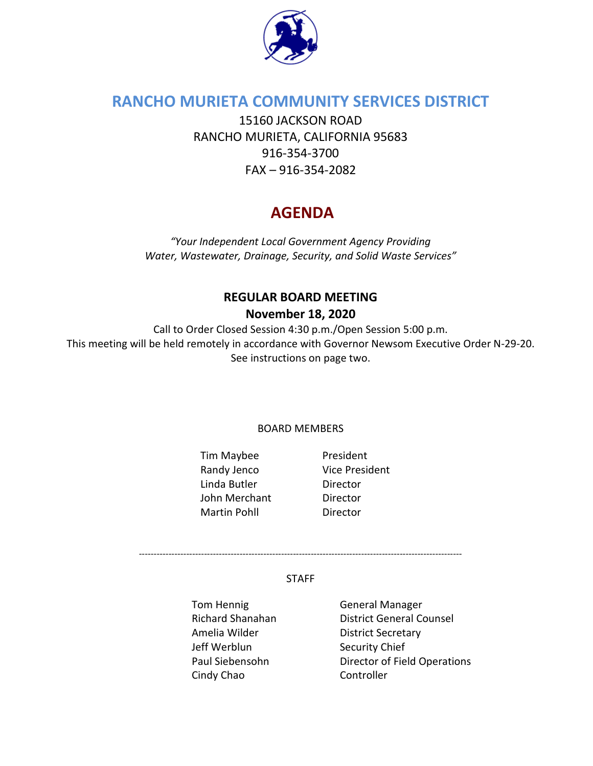# RANCHO MURIETA COMMUNITY SERVICES DISTRICT

15160 JACKSON ROAD
RANCHO MURIETA, CALIFORNIA 95683
916-354-3700
FAX – 916-354-2082

# AGENDA

*"Your Independent Local Government Agency Providing Water, Wastewater, Drainage, Security, and Solid Waste Services"*

## REGULAR BOARD MEETING

## November 18, 2020

Call to Order Closed Session 4:30 p.m./Open Session 5:00 p.m.
This meeting will be held remotely in accordance with Governor Newsom Executive Order N-29-20.
See instructions on page two.

BOARD MEMBERS

| | |
|---|---|
| Tim Maybee | President |
| Randy Jenco | Vice President |
| Linda Butler | Director |
| John Merchant | Director |
| Martin Pohll | Director |

---

STAFF

| | |
|---|---|
| Tom Hennig | General Manager |
| Richard Shanahan | District General Counsel |
| Amelia Wilder | District Secretary |
| Jeff Werblun | Security Chief |
| Paul Siebensohn | Director of Field Operations |
| Cindy Chao | Controller |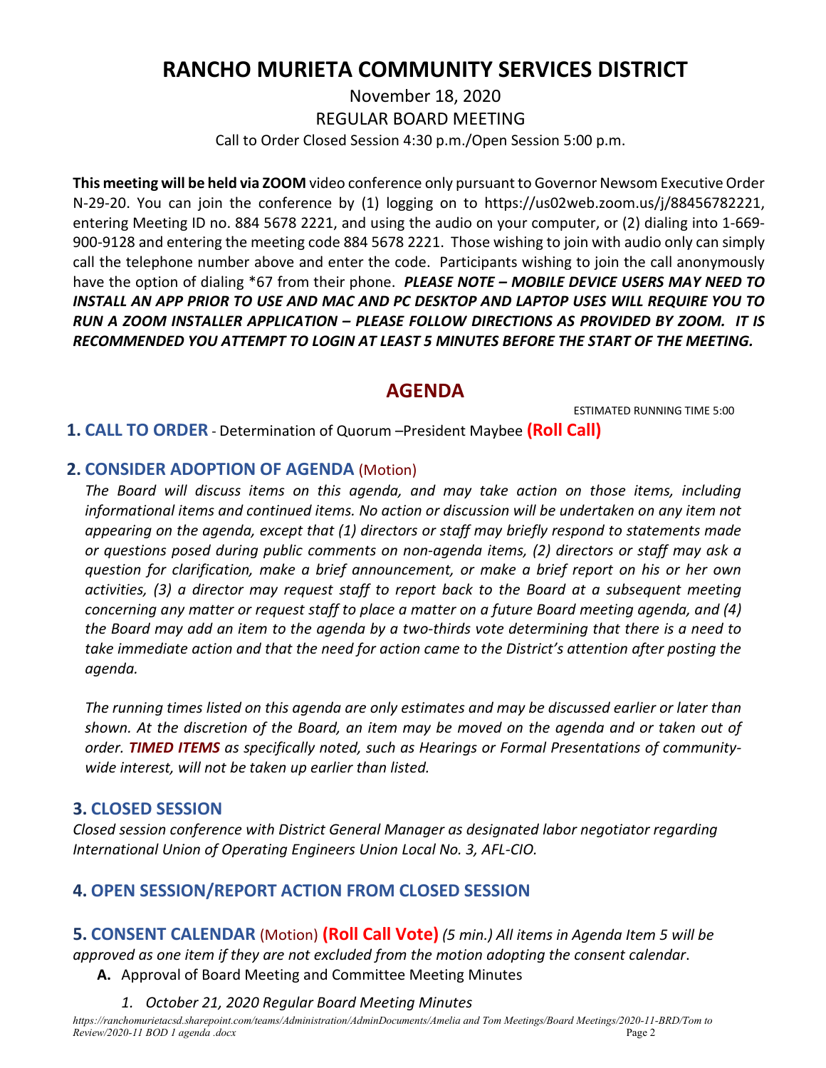# RANCHO MURIETA COMMUNITY SERVICES DISTRICT

November 18, 2020

REGULAR BOARD MEETING

Call to Order Closed Session 4:30 p.m./Open Session 5:00 p.m.

**This meeting will be held via ZOOM** video conference only pursuant to Governor Newsom Executive Order N-29-20. You can join the conference by (1) logging on to https://us02web.zoom.us/j/88456782221, entering Meeting ID no. 884 5678 2221, and using the audio on your computer, or (2) dialing into 1-669-900-9128 and entering the meeting code 884 5678 2221. Those wishing to join with audio only can simply call the telephone number above and enter the code. Participants wishing to join the call anonymously have the option of dialing *67 from their phone. ***PLEASE NOTE – MOBILE DEVICE USERS MAY NEED TO INSTALL AN APP PRIOR TO USE AND MAC AND PC DESKTOP AND LAPTOP USES WILL REQUIRE YOU TO RUN A ZOOM INSTALLER APPLICATION – PLEASE FOLLOW DIRECTIONS AS PROVIDED BY ZOOM. IT IS RECOMMENDED YOU ATTEMPT TO LOGIN AT LEAST 5 MINUTES BEFORE THE START OF THE MEETING.***

## AGENDA

ESTIMATED RUNNING TIME 5:00

### 1. CALL TO ORDER - Determination of Quorum –President Maybee **(Roll Call)**

### 2. CONSIDER ADOPTION OF AGENDA (Motion)

*The Board will discuss items on this agenda, and may take action on those items, including informational items and continued items. No action or discussion will be undertaken on any item not appearing on the agenda, except that (1) directors or staff may briefly respond to statements made or questions posed during public comments on non-agenda items, (2) directors or staff may ask a question for clarification, make a brief announcement, or make a brief report on his or her own activities, (3) a director may request staff to report back to the Board at a subsequent meeting concerning any matter or request staff to place a matter on a future Board meeting agenda, and (4) the Board may add an item to the agenda by a two-thirds vote determining that there is a need to take immediate action and that the need for action came to the District's attention after posting the agenda.*

*The running times listed on this agenda are only estimates and may be discussed earlier or later than shown. At the discretion of the Board, an item may be moved on the agenda and or taken out of order.* ***TIMED ITEMS*** *as specifically noted, such as Hearings or Formal Presentations of community-wide interest, will not be taken up earlier than listed.*

### 3. CLOSED SESSION

*Closed session conference with District General Manager as designated labor negotiator regarding International Union of Operating Engineers Union Local No. 3, AFL-CIO.*

### 4. OPEN SESSION/REPORT ACTION FROM CLOSED SESSION

### 5. CONSENT CALENDAR (Motion) **(Roll Call Vote)** *(5 min.) All items in Agenda Item 5 will be approved as one item if they are not excluded from the motion adopting the consent calendar*.

**A.** Approval of Board Meeting and Committee Meeting Minutes

1. *October 21, 2020 Regular Board Meeting Minutes*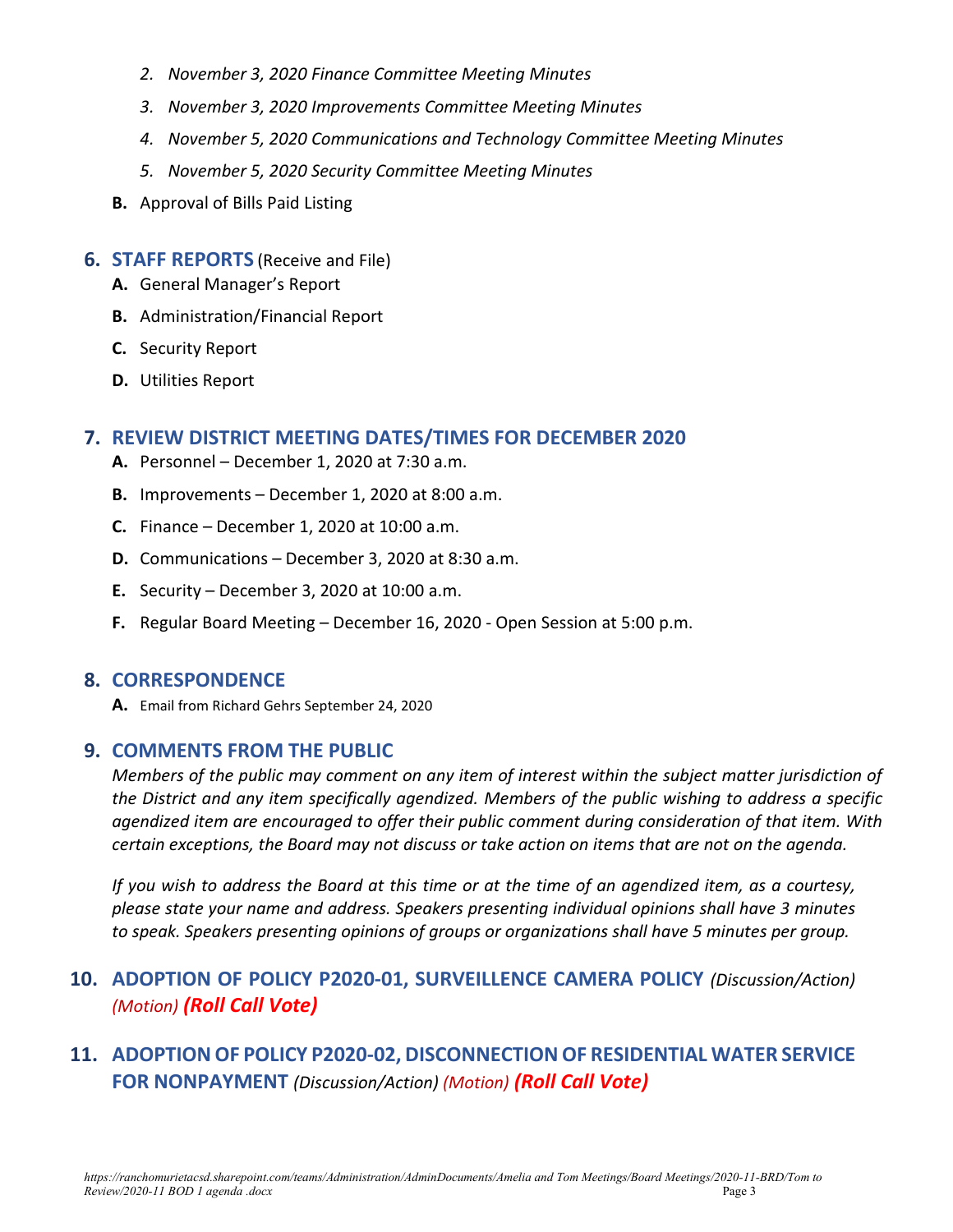2. *November 3, 2020 Finance Committee Meeting Minutes*
3. *November 3, 2020 Improvements Committee Meeting Minutes*
4. *November 5, 2020 Communications and Technology Committee Meeting Minutes*
5. *November 5, 2020 Security Committee Meeting Minutes*

**B.** Approval of Bills Paid Listing

## 6. STAFF REPORTS (Receive and File)

**A.** General Manager's Report

**B.** Administration/Financial Report

**C.** Security Report

**D.** Utilities Report

## 7. REVIEW DISTRICT MEETING DATES/TIMES FOR DECEMBER 2020

**A.** Personnel – December 1, 2020 at 7:30 a.m.

**B.** Improvements – December 1, 2020 at 8:00 a.m.

**C.** Finance – December 1, 2020 at 10:00 a.m.

**D.** Communications – December 3, 2020 at 8:30 a.m.

**E.** Security – December 3, 2020 at 10:00 a.m.

**F.** Regular Board Meeting – December 16, 2020 - Open Session at 5:00 p.m.

## 8. CORRESPONDENCE

**A.** Email from Richard Gehrs September 24, 2020

## 9. COMMENTS FROM THE PUBLIC

*Members of the public may comment on any item of interest within the subject matter jurisdiction of the District and any item specifically agendized. Members of the public wishing to address a specific agendized item are encouraged to offer their public comment during consideration of that item. With certain exceptions, the Board may not discuss or take action on items that are not on the agenda.*

*If you wish to address the Board at this time or at the time of an agendized item, as a courtesy, please state your name and address. Speakers presenting individual opinions shall have 3 minutes to speak. Speakers presenting opinions of groups or organizations shall have 5 minutes per group.*

## 10. ADOPTION OF POLICY P2020-01, SURVEILLENCE CAMERA POLICY *(Discussion/Action) (Motion)* ***(Roll Call Vote)***

## 11. ADOPTION OF POLICY P2020-02, DISCONNECTION OF RESIDENTIAL WATER SERVICE FOR NONPAYMENT *(Discussion/Action) (Motion)* ***(Roll Call Vote)***

*https://ranchomurietacsd.sharepoint.com/teams/Administration/AdminDocuments/Amelia and Tom Meetings/Board Meetings/2020-11-BRD/Tom to Review/2020-11 BOD 1 agenda .docx*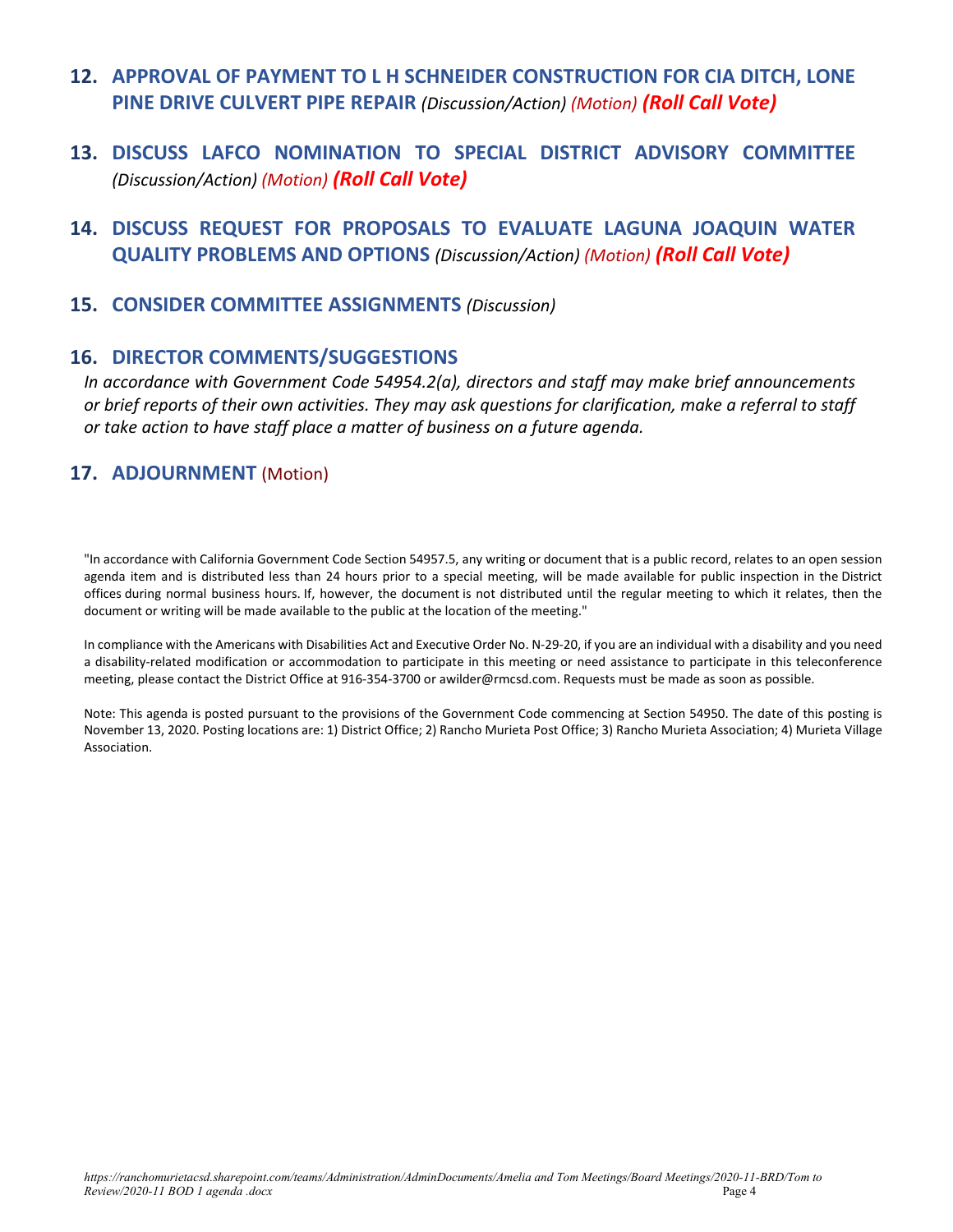## 12. APPROVAL OF PAYMENT TO L H SCHNEIDER CONSTRUCTION FOR CIA DITCH, LONE PINE DRIVE CULVERT PIPE REPAIR *(Discussion/Action) (Motion)* ***(Roll Call Vote)***

## 13. DISCUSS LAFCO NOMINATION TO SPECIAL DISTRICT ADVISORY COMMITTEE *(Discussion/Action) (Motion)* ***(Roll Call Vote)***

## 14. DISCUSS REQUEST FOR PROPOSALS TO EVALUATE LAGUNA JOAQUIN WATER QUALITY PROBLEMS AND OPTIONS *(Discussion/Action) (Motion)* ***(Roll Call Vote)***

## 15. CONSIDER COMMITTEE ASSIGNMENTS *(Discussion)*

## 16. DIRECTOR COMMENTS/SUGGESTIONS

*In accordance with Government Code 54954.2(a), directors and staff may make brief announcements or brief reports of their own activities. They may ask questions for clarification, make a referral to staff or take action to have staff place a matter of business on a future agenda.*

## 17. ADJOURNMENT (Motion)

"In accordance with California Government Code Section 54957.5, any writing or document that is a public record, relates to an open session agenda item and is distributed less than 24 hours prior to a special meeting, will be made available for public inspection in the District offices during normal business hours. If, however, the document is not distributed until the regular meeting to which it relates, then the document or writing will be made available to the public at the location of the meeting."

In compliance with the Americans with Disabilities Act and Executive Order No. N-29-20, if you are an individual with a disability and you need a disability-related modification or accommodation to participate in this meeting or need assistance to participate in this teleconference meeting, please contact the District Office at 916-354-3700 or awilder@rmcsd.com. Requests must be made as soon as possible.

Note: This agenda is posted pursuant to the provisions of the Government Code commencing at Section 54950. The date of this posting is November 13, 2020. Posting locations are: 1) District Office; 2) Rancho Murieta Post Office; 3) Rancho Murieta Association; 4) Murieta Village Association.